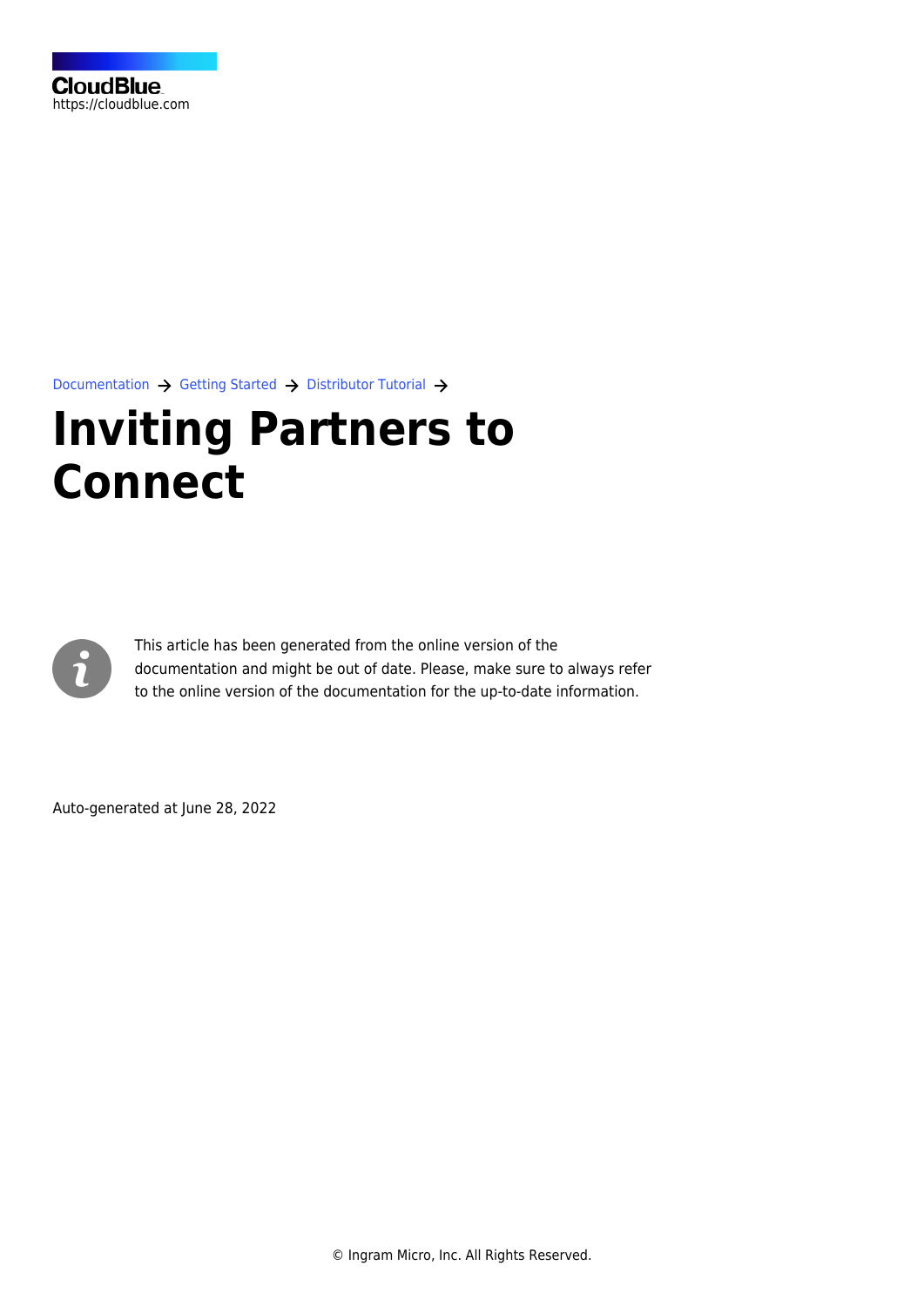CloudBlue
https://cloudblue.com

Documentation → Getting Started → Distributor Tutorial →

# Inviting Partners to Connect

This article has been generated from the online version of the documentation and might be out of date. Please, make sure to always refer to the online version of the documentation for the up-to-date information.

Auto-generated at June 28, 2022

© Ingram Micro, Inc. All Rights Reserved.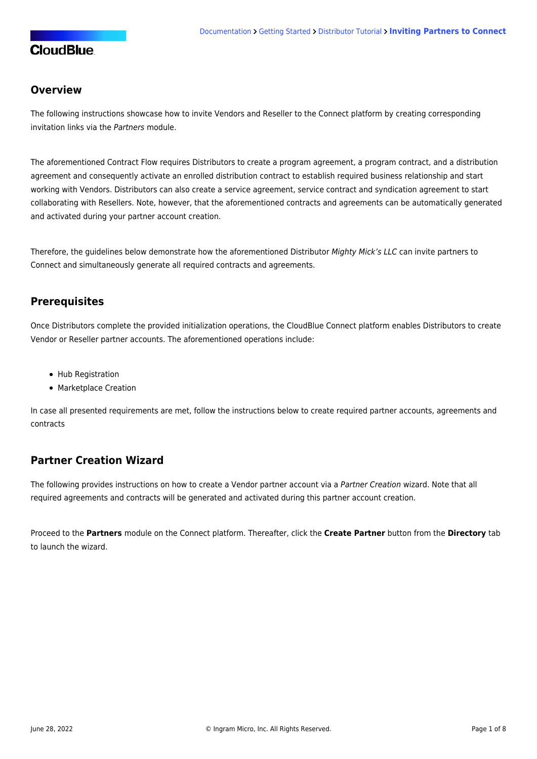## Overview

The following instructions showcase how to invite Vendors and Reseller to the Connect platform by creating corresponding invitation links via the *Partners* module.

The aforementioned Contract Flow requires Distributors to create a program agreement, a program contract, and a distribution agreement and consequently activate an enrolled distribution contract to establish required business relationship and start working with Vendors. Distributors can also create a service agreement, service contract and syndication agreement to start collaborating with Resellers. Note, however, that the aforementioned contracts and agreements can be automatically generated and activated during your partner account creation.

Therefore, the guidelines below demonstrate how the aforementioned Distributor *Mighty Mick's LLC* can invite partners to Connect and simultaneously generate all required contracts and agreements.

## Prerequisites

Once Distributors complete the provided initialization operations, the CloudBlue Connect platform enables Distributors to create Vendor or Reseller partner accounts. The aforementioned operations include:

- Hub Registration
- Marketplace Creation

In case all presented requirements are met, follow the instructions below to create required partner accounts, agreements and contracts

## Partner Creation Wizard

The following provides instructions on how to create a Vendor partner account via a *Partner Creation* wizard. Note that all required agreements and contracts will be generated and activated during this partner account creation.

Proceed to the **Partners** module on the Connect platform. Thereafter, click the **Create Partner** button from the **Directory** tab to launch the wizard.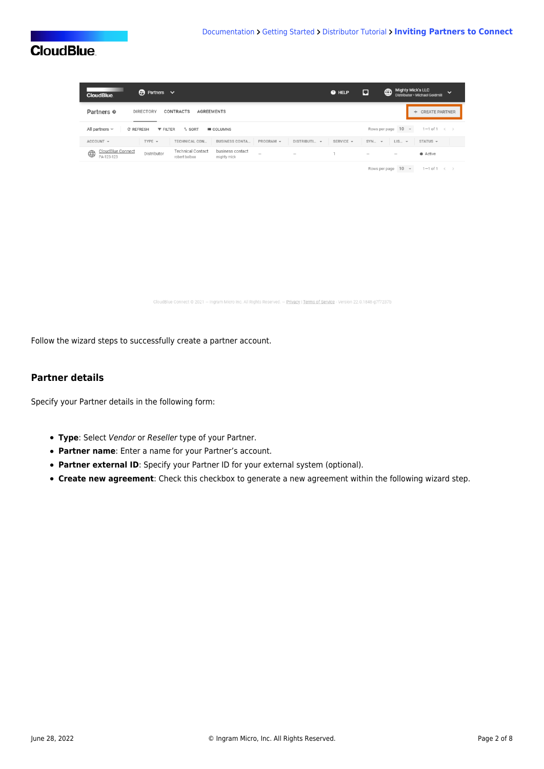Follow the wizard steps to successfully create a partner account.

## Partner details

Specify your Partner details in the following form:

- **Type**: Select *Vendor* or *Reseller* type of your Partner.
- **Partner name**: Enter a name for your Partner's account.
- **Partner external ID**: Specify your Partner ID for your external system (optional).
- **Create new agreement**: Check this checkbox to generate a new agreement within the following wizard step.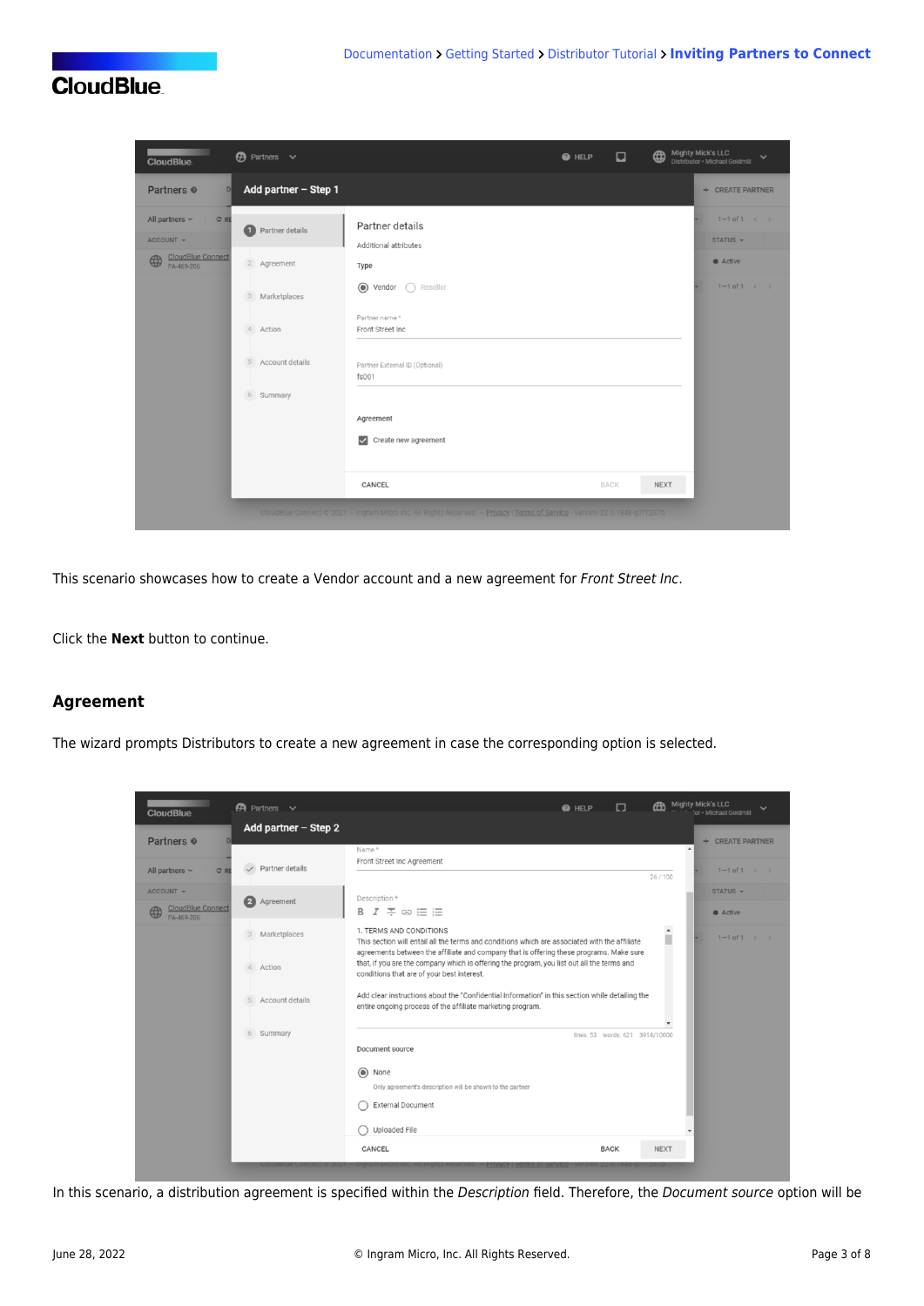This scenario showcases how to create a Vendor account and a new agreement for *Front Street Inc*.

Click the **Next** button to continue.

## Agreement

The wizard prompts Distributors to create a new agreement in case the corresponding option is selected.

In this scenario, a distribution agreement is specified within the *Description* field. Therefore, the *Document source* option will be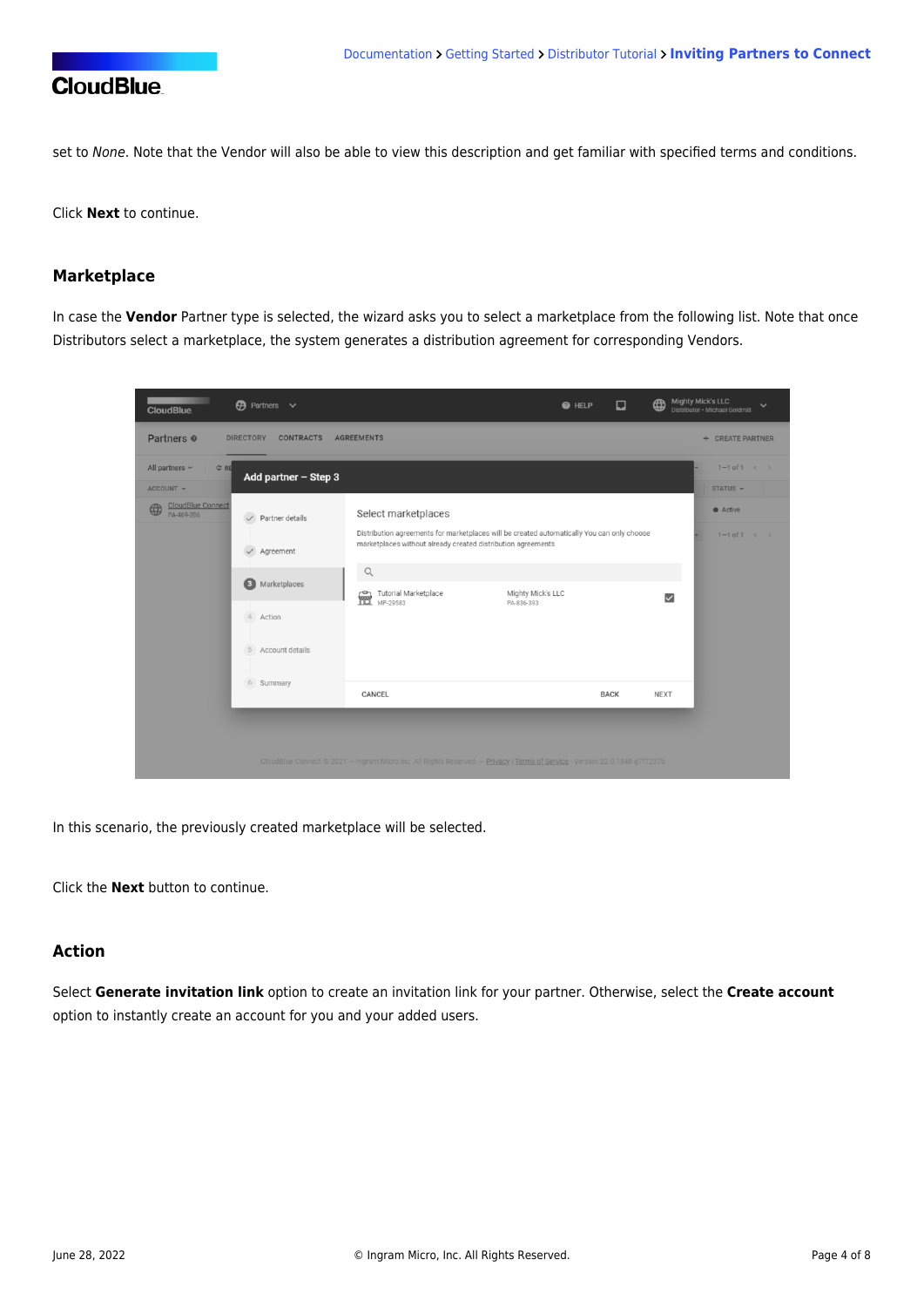set to *None*. Note that the Vendor will also be able to view this description and get familiar with specified terms and conditions.

Click **Next** to continue.

### Marketplace

In case the **Vendor** Partner type is selected, the wizard asks you to select a marketplace from the following list. Note that once Distributors select a marketplace, the system generates a distribution agreement for corresponding Vendors.

In this scenario, the previously created marketplace will be selected.

Click the **Next** button to continue.

### Action

Select **Generate invitation link** option to create an invitation link for your partner. Otherwise, select the **Create account** option to instantly create an account for you and your added users.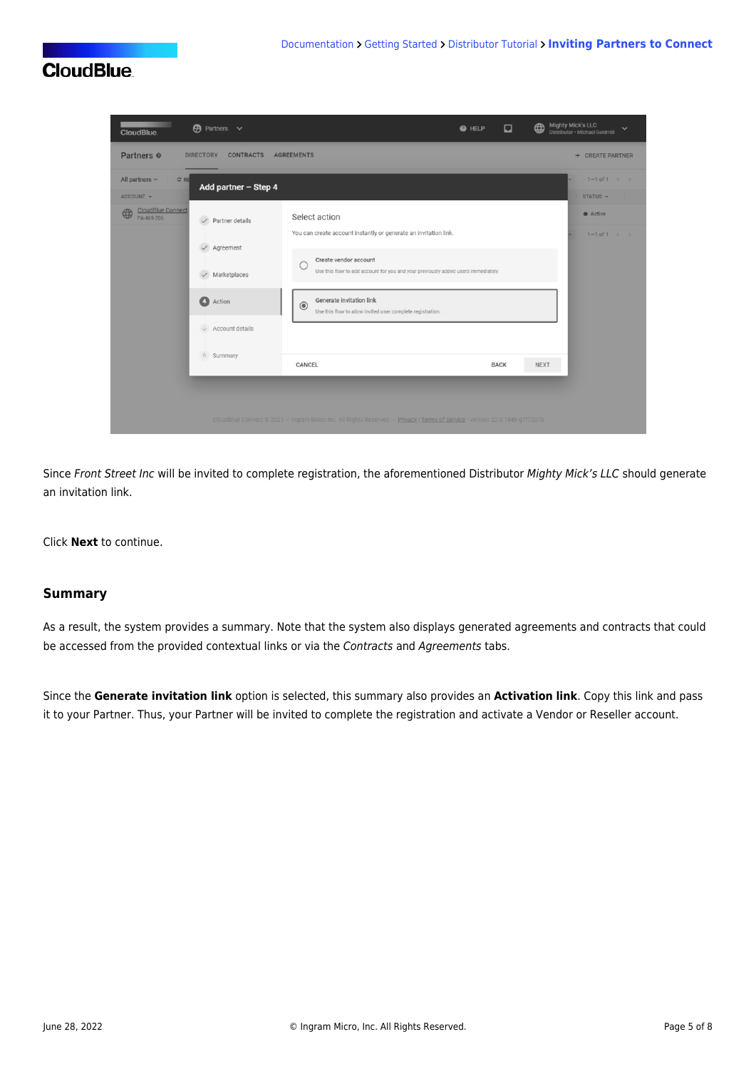Since *Front Street Inc* will be invited to complete registration, the aforementioned Distributor *Mighty Mick's LLC* should generate an invitation link.

Click **Next** to continue.

## Summary

As a result, the system provides a summary. Note that the system also displays generated agreements and contracts that could be accessed from the provided contextual links or via the *Contracts* and *Agreements* tabs.

Since the **Generate invitation link** option is selected, this summary also provides an **Activation link**. Copy this link and pass it to your Partner. Thus, your Partner will be invited to complete the registration and activate a Vendor or Reseller account.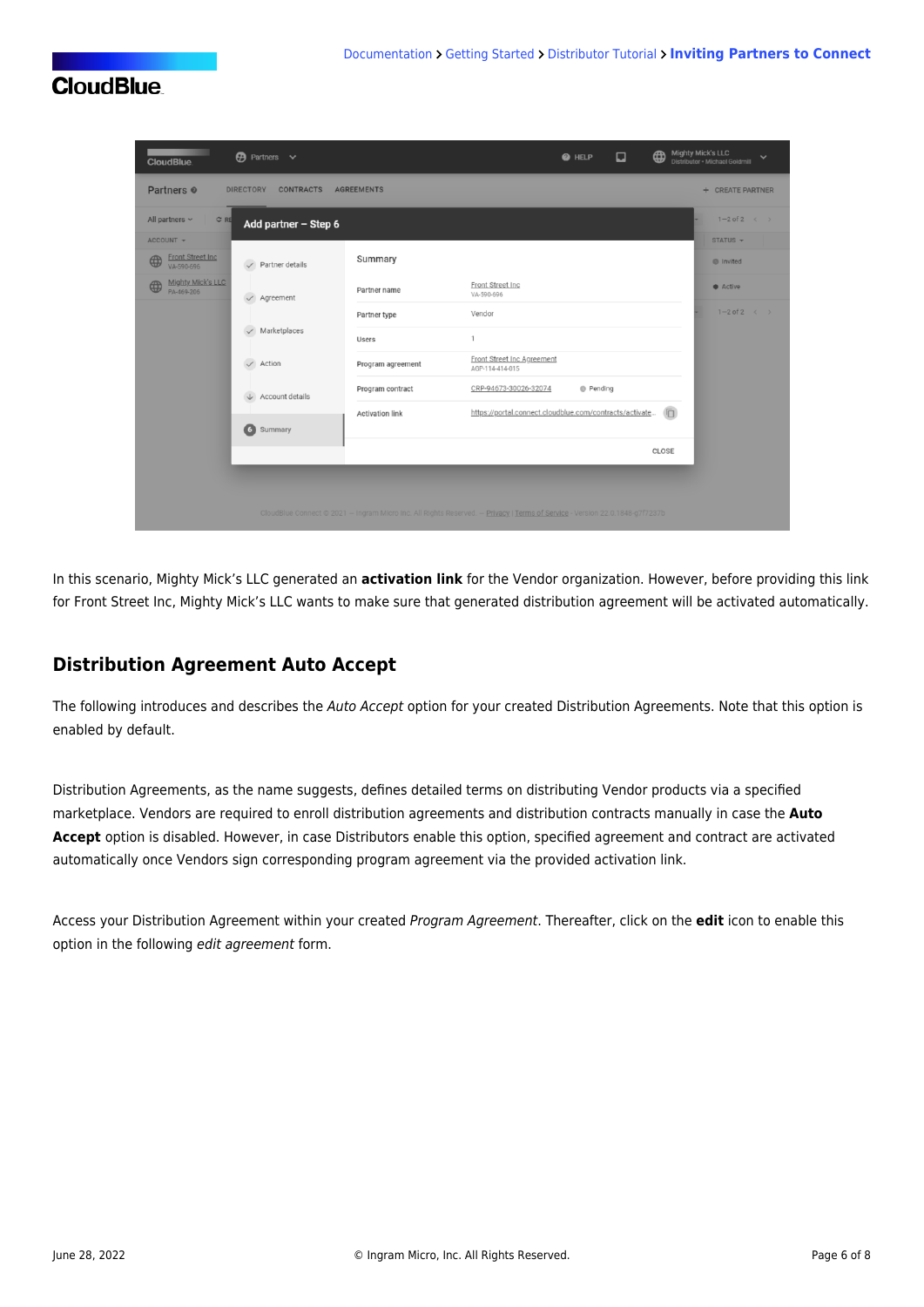In this scenario, Mighty Mick's LLC generated an **activation link** for the Vendor organization. However, before providing this link for Front Street Inc, Mighty Mick's LLC wants to make sure that generated distribution agreement will be activated automatically.

## Distribution Agreement Auto Accept

The following introduces and describes the *Auto Accept* option for your created Distribution Agreements. Note that this option is enabled by default.

Distribution Agreements, as the name suggests, defines detailed terms on distributing Vendor products via a specified marketplace. Vendors are required to enroll distribution agreements and distribution contracts manually in case the **Auto Accept** option is disabled. However, in case Distributors enable this option, specified agreement and contract are activated automatically once Vendors sign corresponding program agreement via the provided activation link.

Access your Distribution Agreement within your created *Program Agreement*. Thereafter, click on the **edit** icon to enable this option in the following *edit agreement* form.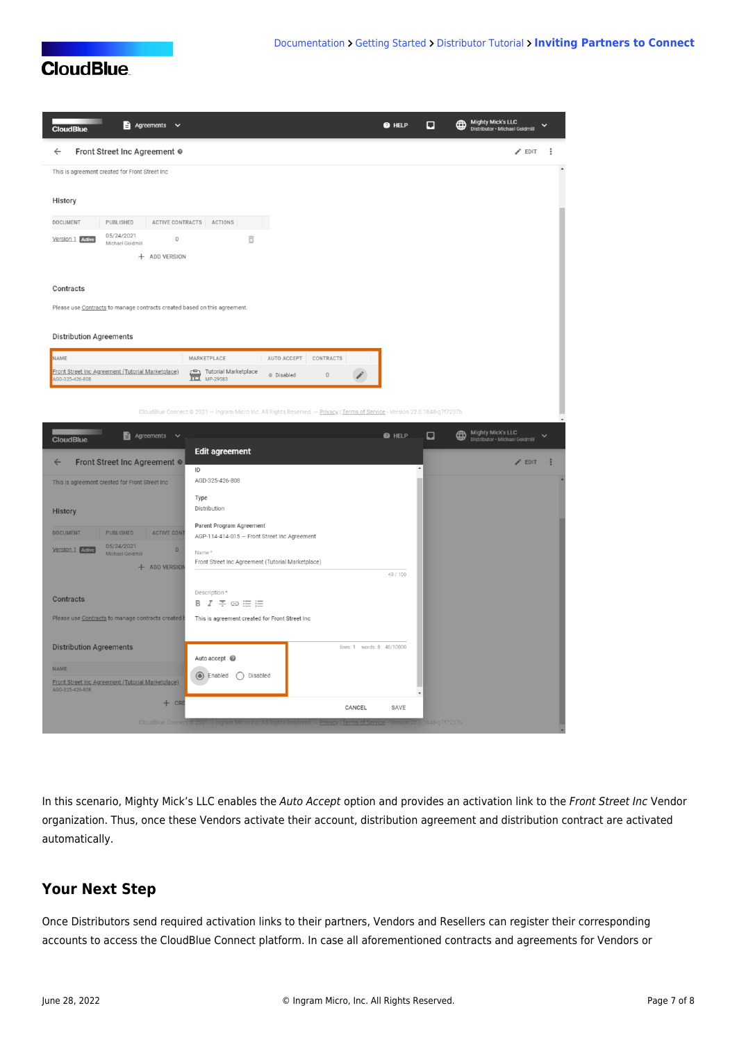In this scenario, Mighty Mick's LLC enables the *Auto Accept* option and provides an activation link to the *Front Street Inc* Vendor organization. Thus, once these Vendors activate their account, distribution agreement and distribution contract are activated automatically.

## Your Next Step

Once Distributors send required activation links to their partners, Vendors and Resellers can register their corresponding accounts to access the CloudBlue Connect platform. In case all aforementioned contracts and agreements for Vendors or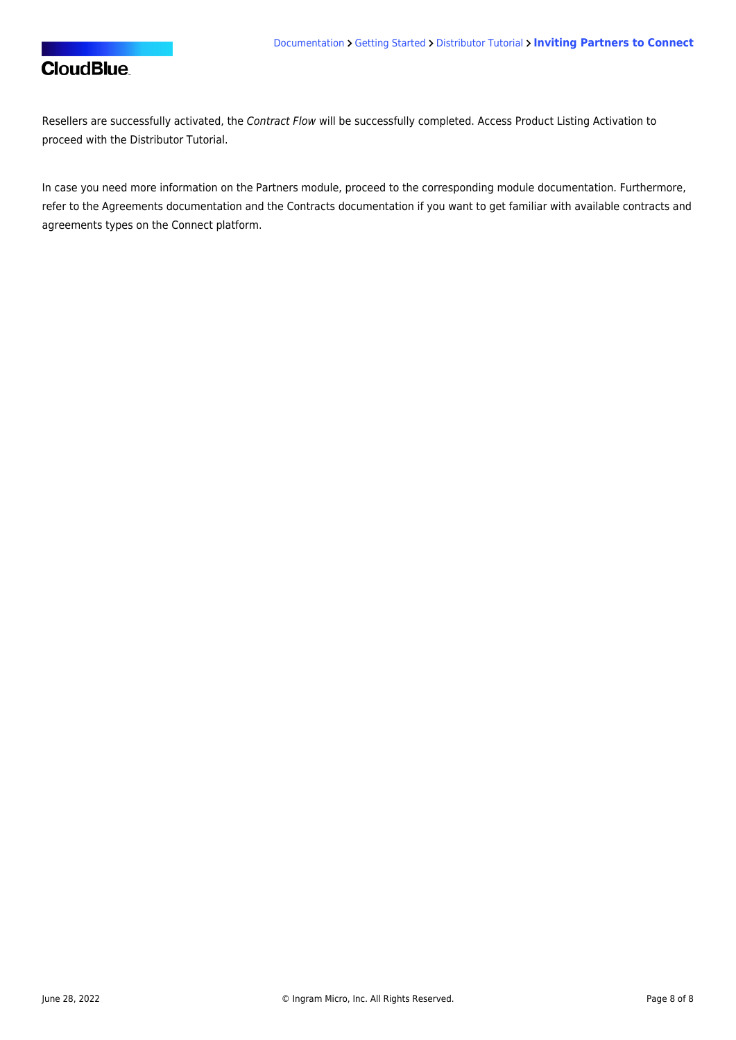Resellers are successfully activated, the *Contract Flow* will be successfully completed. Access Product Listing Activation to proceed with the Distributor Tutorial.

In case you need more information on the Partners module, proceed to the corresponding module documentation. Furthermore, refer to the Agreements documentation and the Contracts documentation if you want to get familiar with available contracts and agreements types on the Connect platform.